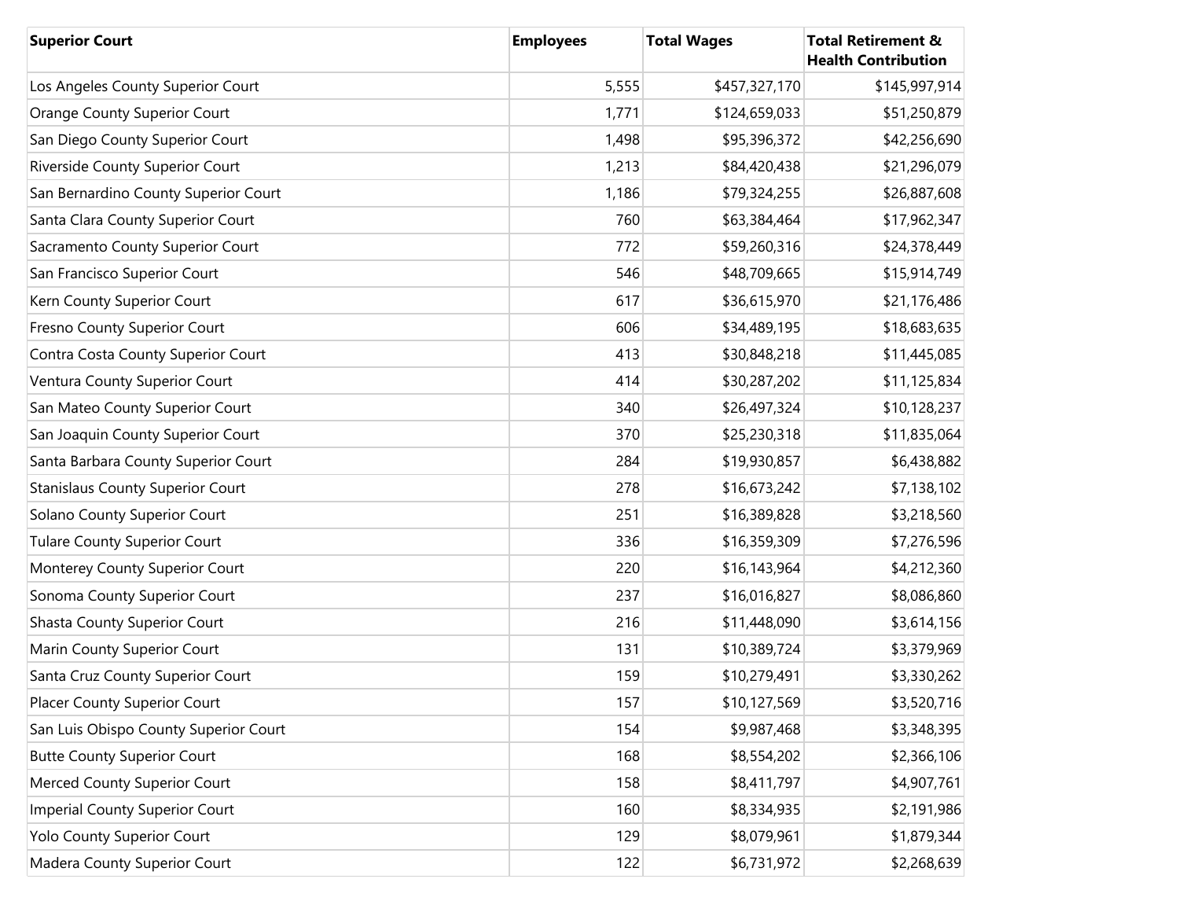| Superior Court | Employees | Total Wages | Total Retirement & Health Contribution |
|---|---|---|---|
| Los Angeles County Superior Court | 5,555 | $457,327,170 | $145,997,914 |
| Orange County Superior Court | 1,771 | $124,659,033 | $51,250,879 |
| San Diego County Superior Court | 1,498 | $95,396,372 | $42,256,690 |
| Riverside County Superior Court | 1,213 | $84,420,438 | $21,296,079 |
| San Bernardino County Superior Court | 1,186 | $79,324,255 | $26,887,608 |
| Santa Clara County Superior Court | 760 | $63,384,464 | $17,962,347 |
| Sacramento County Superior Court | 772 | $59,260,316 | $24,378,449 |
| San Francisco Superior Court | 546 | $48,709,665 | $15,914,749 |
| Kern County Superior Court | 617 | $36,615,970 | $21,176,486 |
| Fresno County Superior Court | 606 | $34,489,195 | $18,683,635 |
| Contra Costa County Superior Court | 413 | $30,848,218 | $11,445,085 |
| Ventura County Superior Court | 414 | $30,287,202 | $11,125,834 |
| San Mateo County Superior Court | 340 | $26,497,324 | $10,128,237 |
| San Joaquin County Superior Court | 370 | $25,230,318 | $11,835,064 |
| Santa Barbara County Superior Court | 284 | $19,930,857 | $6,438,882 |
| Stanislaus County Superior Court | 278 | $16,673,242 | $7,138,102 |
| Solano County Superior Court | 251 | $16,389,828 | $3,218,560 |
| Tulare County Superior Court | 336 | $16,359,309 | $7,276,596 |
| Monterey County Superior Court | 220 | $16,143,964 | $4,212,360 |
| Sonoma County Superior Court | 237 | $16,016,827 | $8,086,860 |
| Shasta County Superior Court | 216 | $11,448,090 | $3,614,156 |
| Marin County Superior Court | 131 | $10,389,724 | $3,379,969 |
| Santa Cruz County Superior Court | 159 | $10,279,491 | $3,330,262 |
| Placer County Superior Court | 157 | $10,127,569 | $3,520,716 |
| San Luis Obispo County Superior Court | 154 | $9,987,468 | $3,348,395 |
| Butte County Superior Court | 168 | $8,554,202 | $2,366,106 |
| Merced County Superior Court | 158 | $8,411,797 | $4,907,761 |
| Imperial County Superior Court | 160 | $8,334,935 | $2,191,986 |
| Yolo County Superior Court | 129 | $8,079,961 | $1,879,344 |
| Madera County Superior Court | 122 | $6,731,972 | $2,268,639 |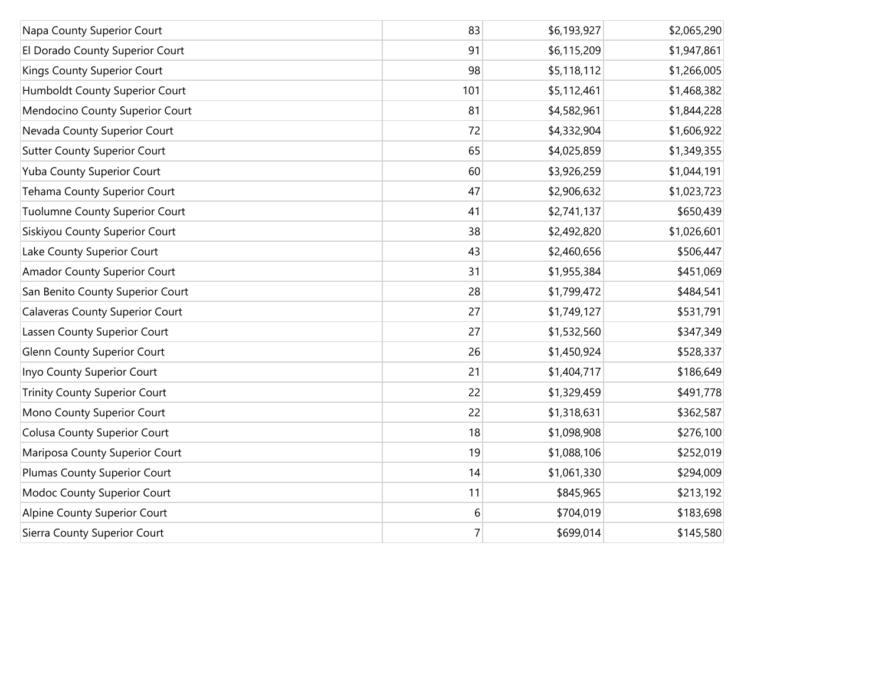| | | | |
|---|---|---|---|
| Napa County Superior Court | 83 | $6,193,927 | $2,065,290 |
| El Dorado County Superior Court | 91 | $6,115,209 | $1,947,861 |
| Kings County Superior Court | 98 | $5,118,112 | $1,266,005 |
| Humboldt County Superior Court | 101 | $5,112,461 | $1,468,382 |
| Mendocino County Superior Court | 81 | $4,582,961 | $1,844,228 |
| Nevada County Superior Court | 72 | $4,332,904 | $1,606,922 |
| Sutter County Superior Court | 65 | $4,025,859 | $1,349,355 |
| Yuba County Superior Court | 60 | $3,926,259 | $1,044,191 |
| Tehama County Superior Court | 47 | $2,906,632 | $1,023,723 |
| Tuolumne County Superior Court | 41 | $2,741,137 | $650,439 |
| Siskiyou County Superior Court | 38 | $2,492,820 | $1,026,601 |
| Lake County Superior Court | 43 | $2,460,656 | $506,447 |
| Amador County Superior Court | 31 | $1,955,384 | $451,069 |
| San Benito County Superior Court | 28 | $1,799,472 | $484,541 |
| Calaveras County Superior Court | 27 | $1,749,127 | $531,791 |
| Lassen County Superior Court | 27 | $1,532,560 | $347,349 |
| Glenn County Superior Court | 26 | $1,450,924 | $528,337 |
| Inyo County Superior Court | 21 | $1,404,717 | $186,649 |
| Trinity County Superior Court | 22 | $1,329,459 | $491,778 |
| Mono County Superior Court | 22 | $1,318,631 | $362,587 |
| Colusa County Superior Court | 18 | $1,098,908 | $276,100 |
| Mariposa County Superior Court | 19 | $1,088,106 | $252,019 |
| Plumas County Superior Court | 14 | $1,061,330 | $294,009 |
| Modoc County Superior Court | 11 | $845,965 | $213,192 |
| Alpine County Superior Court | 6 | $704,019 | $183,698 |
| Sierra County Superior Court | 7 | $699,014 | $145,580 |